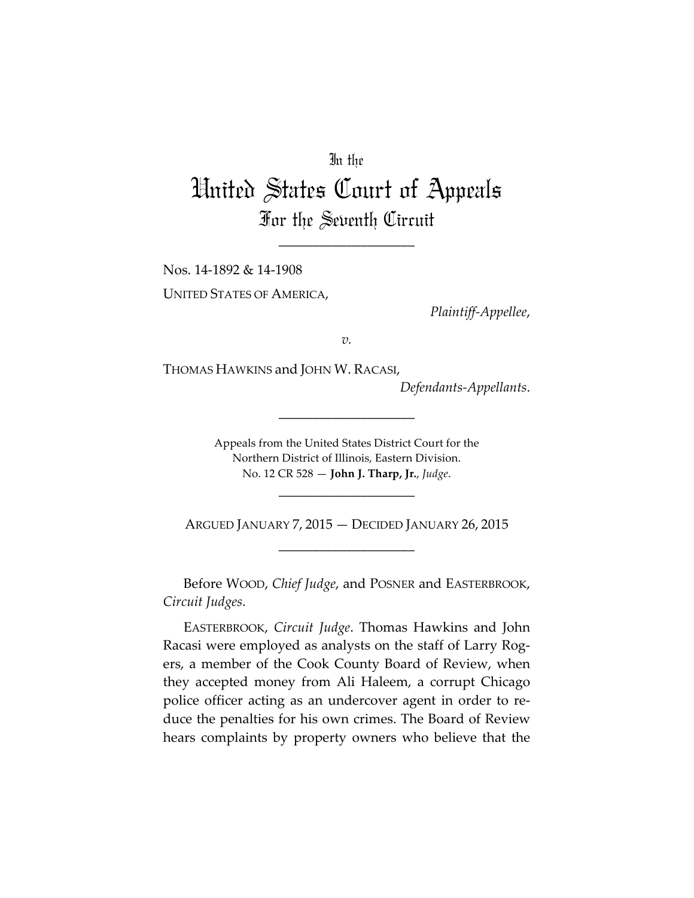In the

# United States Court of Appeals

## For the Seventh Circuit

---

Nos. 14-1892 & 14-1908

UNITED STATES OF AMERICA,

*Plaintiff-Appellee*,

*v.*

THOMAS HAWKINS and JOHN W. RACASI,

*Defendants-Appellants*.

---

Appeals from the United States District Court for the Northern District of Illinois, Eastern Division.
No. 12 CR 528 — **John J. Tharp, Jr.**, *Judge*.

---

ARGUED JANUARY 7, 2015 — DECIDED JANUARY 26, 2015

---

Before WOOD, *Chief Judge*, and POSNER and EASTERBROOK, *Circuit Judges*.

EASTERBROOK, *Circuit Judge*. Thomas Hawkins and John Racasi were employed as analysts on the staff of Larry Rogers, a member of the Cook County Board of Review, when they accepted money from Ali Haleem, a corrupt Chicago police officer acting as an undercover agent in order to reduce the penalties for his own crimes. The Board of Review hears complaints by property owners who believe that the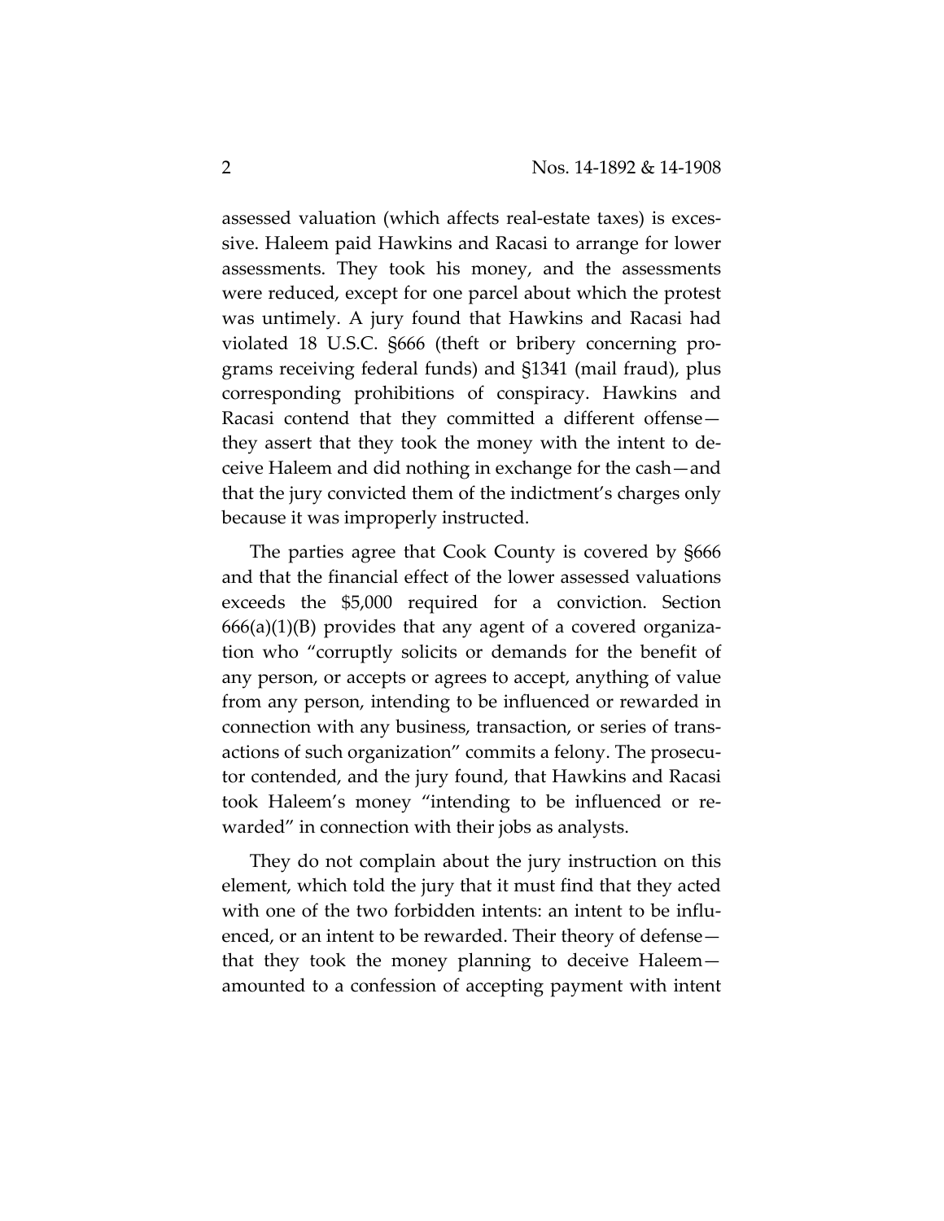assessed valuation (which affects real-estate taxes) is excessive. Haleem paid Hawkins and Racasi to arrange for lower assessments. They took his money, and the assessments were reduced, except for one parcel about which the protest was untimely. A jury found that Hawkins and Racasi had violated 18 U.S.C. §666 (theft or bribery concerning programs receiving federal funds) and §1341 (mail fraud), plus corresponding prohibitions of conspiracy. Hawkins and Racasi contend that they committed a different offense—they assert that they took the money with the intent to deceive Haleem and did nothing in exchange for the cash—and that the jury convicted them of the indictment's charges only because it was improperly instructed.

The parties agree that Cook County is covered by §666 and that the financial effect of the lower assessed valuations exceeds the $5,000 required for a conviction. Section 666(a)(1)(B) provides that any agent of a covered organization who "corruptly solicits or demands for the benefit of any person, or accepts or agrees to accept, anything of value from any person, intending to be influenced or rewarded in connection with any business, transaction, or series of transactions of such organization" commits a felony. The prosecutor contended, and the jury found, that Hawkins and Racasi took Haleem's money "intending to be influenced or rewarded" in connection with their jobs as analysts.

They do not complain about the jury instruction on this element, which told the jury that it must find that they acted with one of the two forbidden intents: an intent to be influenced, or an intent to be rewarded. Their theory of defense—that they took the money planning to deceive Haleem—amounted to a confession of accepting payment with intent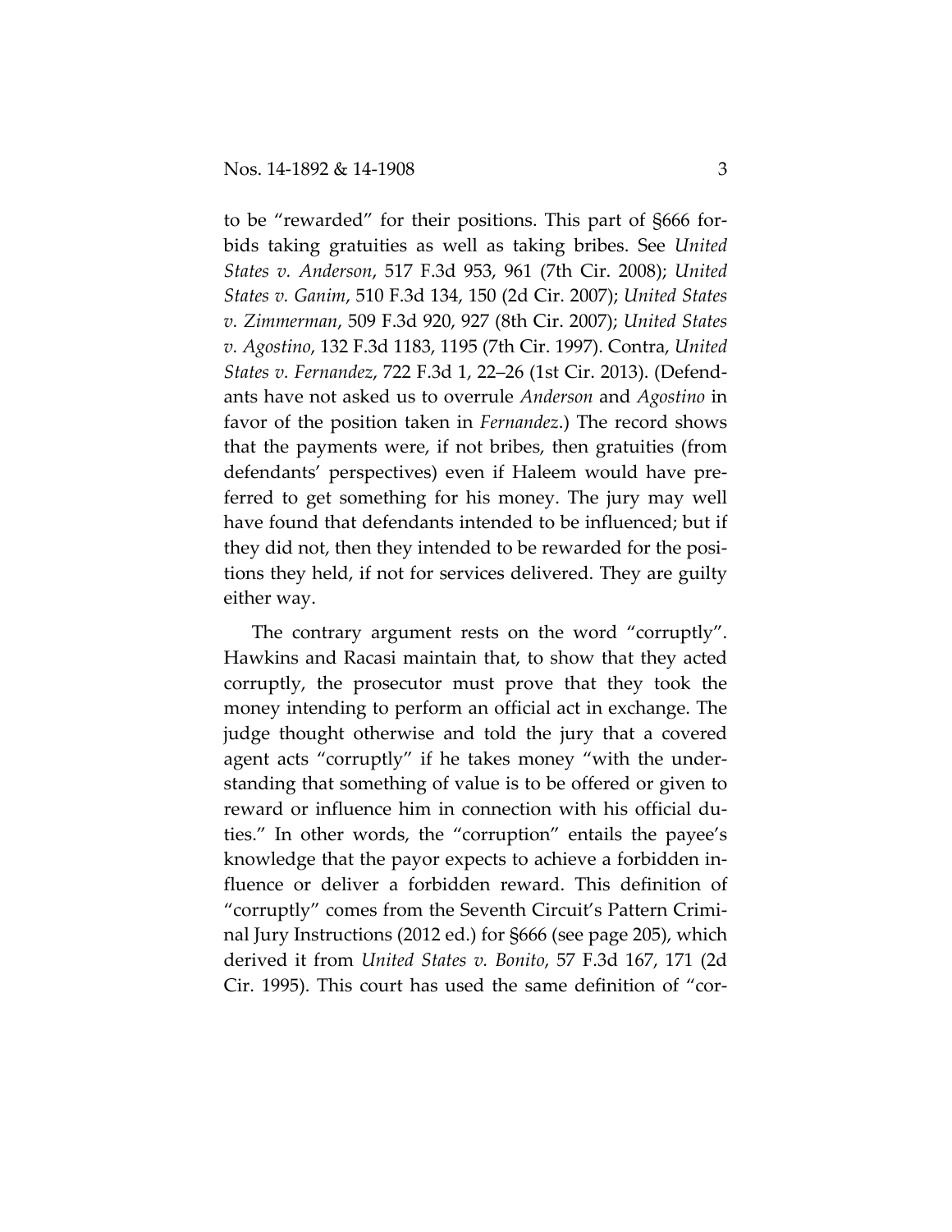to be "rewarded" for their positions. This part of §666 forbids taking gratuities as well as taking bribes. See *United States v. Anderson*, 517 F.3d 953, 961 (7th Cir. 2008); *United States v. Ganim*, 510 F.3d 134, 150 (2d Cir. 2007); *United States v. Zimmerman*, 509 F.3d 920, 927 (8th Cir. 2007); *United States v. Agostino*, 132 F.3d 1183, 1195 (7th Cir. 1997). Contra, *United States v. Fernandez*, 722 F.3d 1, 22–26 (1st Cir. 2013). (Defendants have not asked us to overrule *Anderson* and *Agostino* in favor of the position taken in *Fernandez*.) The record shows that the payments were, if not bribes, then gratuities (from defendants' perspectives) even if Haleem would have preferred to get something for his money. The jury may well have found that defendants intended to be influenced; but if they did not, then they intended to be rewarded for the positions they held, if not for services delivered. They are guilty either way.

The contrary argument rests on the word "corruptly". Hawkins and Racasi maintain that, to show that they acted corruptly, the prosecutor must prove that they took the money intending to perform an official act in exchange. The judge thought otherwise and told the jury that a covered agent acts "corruptly" if he takes money "with the understanding that something of value is to be offered or given to reward or influence him in connection with his official duties." In other words, the "corruption" entails the payee's knowledge that the payor expects to achieve a forbidden influence or deliver a forbidden reward. This definition of "corruptly" comes from the Seventh Circuit's Pattern Criminal Jury Instructions (2012 ed.) for §666 (see page 205), which derived it from *United States v. Bonito*, 57 F.3d 167, 171 (2d Cir. 1995). This court has used the same definition of "cor-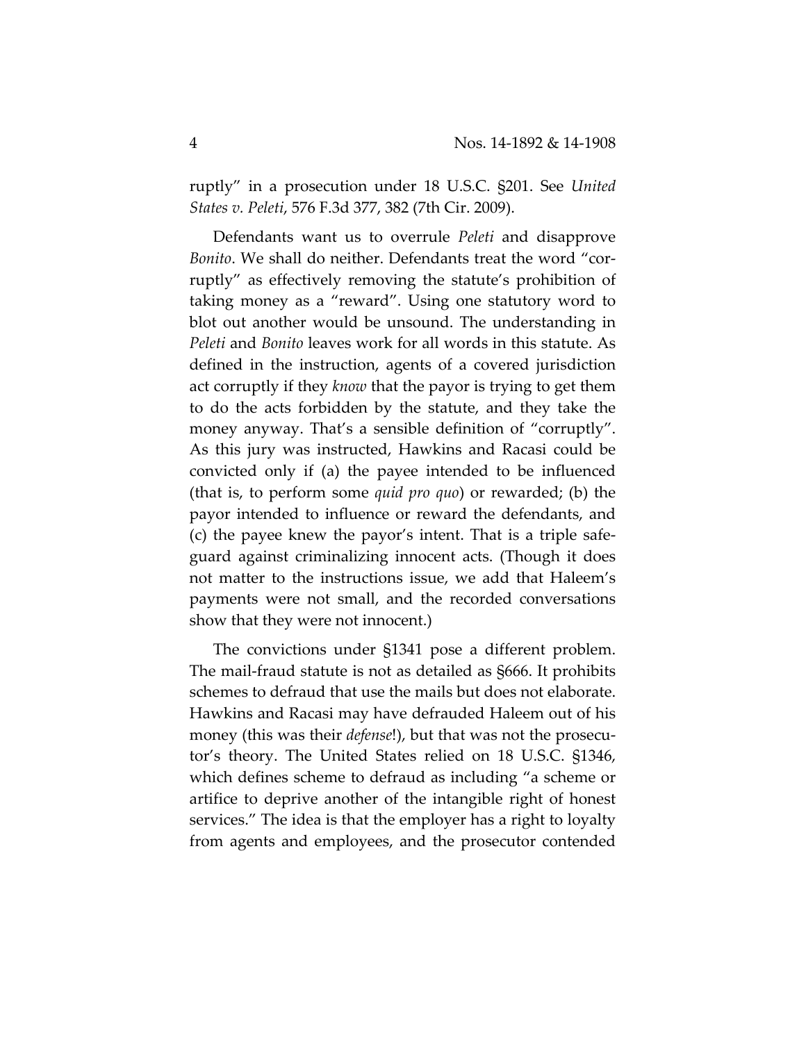ruptly" in a prosecution under 18 U.S.C. §201. See *United States v. Peleti*, 576 F.3d 377, 382 (7th Cir. 2009).

Defendants want us to overrule *Peleti* and disapprove *Bonito*. We shall do neither. Defendants treat the word "corruptly" as effectively removing the statute's prohibition of taking money as a "reward". Using one statutory word to blot out another would be unsound. The understanding in *Peleti* and *Bonito* leaves work for all words in this statute. As defined in the instruction, agents of a covered jurisdiction act corruptly if they *know* that the payor is trying to get them to do the acts forbidden by the statute, and they take the money anyway. That's a sensible definition of "corruptly". As this jury was instructed, Hawkins and Racasi could be convicted only if (a) the payee intended to be influenced (that is, to perform some *quid pro quo*) or rewarded; (b) the payor intended to influence or reward the defendants, and (c) the payee knew the payor's intent. That is a triple safeguard against criminalizing innocent acts. (Though it does not matter to the instructions issue, we add that Haleem's payments were not small, and the recorded conversations show that they were not innocent.)

The convictions under §1341 pose a different problem. The mail-fraud statute is not as detailed as §666. It prohibits schemes to defraud that use the mails but does not elaborate. Hawkins and Racasi may have defrauded Haleem out of his money (this was their *defense*!), but that was not the prosecutor's theory. The United States relied on 18 U.S.C. §1346, which defines scheme to defraud as including "a scheme or artifice to deprive another of the intangible right of honest services." The idea is that the employer has a right to loyalty from agents and employees, and the prosecutor contended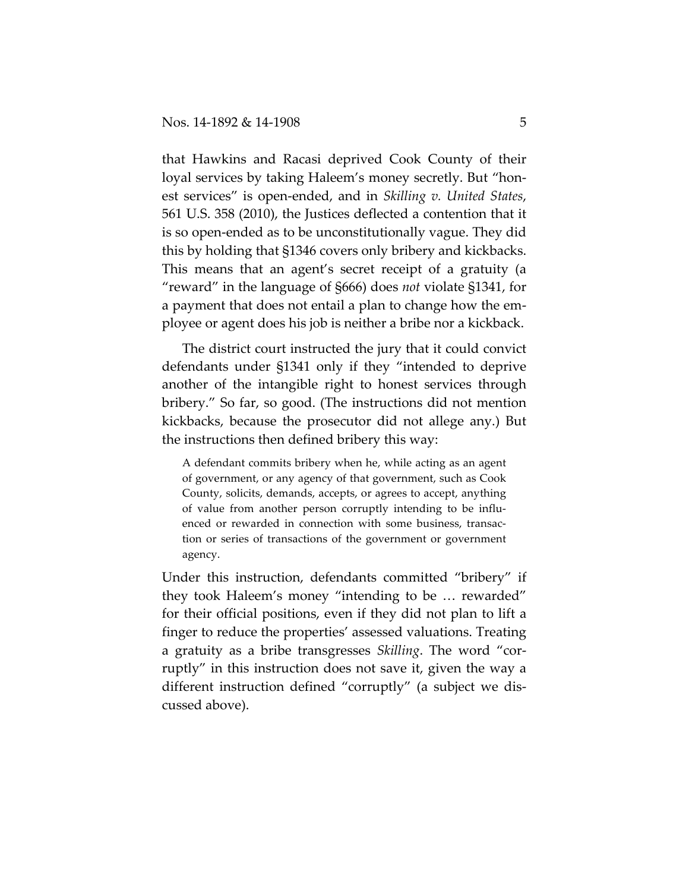that Hawkins and Racasi deprived Cook County of their loyal services by taking Haleem's money secretly. But "honest services" is open-ended, and in *Skilling v. United States*, 561 U.S. 358 (2010), the Justices deflected a contention that it is so open-ended as to be unconstitutionally vague. They did this by holding that §1346 covers only bribery and kickbacks. This means that an agent's secret receipt of a gratuity (a "reward" in the language of §666) does *not* violate §1341, for a payment that does not entail a plan to change how the employee or agent does his job is neither a bribe nor a kickback.

The district court instructed the jury that it could convict defendants under §1341 only if they "intended to deprive another of the intangible right to honest services through bribery." So far, so good. (The instructions did not mention kickbacks, because the prosecutor did not allege any.) But the instructions then defined bribery this way:

> A defendant commits bribery when he, while acting as an agent of government, or any agency of that government, such as Cook County, solicits, demands, accepts, or agrees to accept, anything of value from another person corruptly intending to be influenced or rewarded in connection with some business, transaction or series of transactions of the government or government agency.

Under this instruction, defendants committed "bribery" if they took Haleem's money "intending to be … rewarded" for their official positions, even if they did not plan to lift a finger to reduce the properties' assessed valuations. Treating a gratuity as a bribe transgresses *Skilling*. The word "corruptly" in this instruction does not save it, given the way a different instruction defined "corruptly" (a subject we discussed above).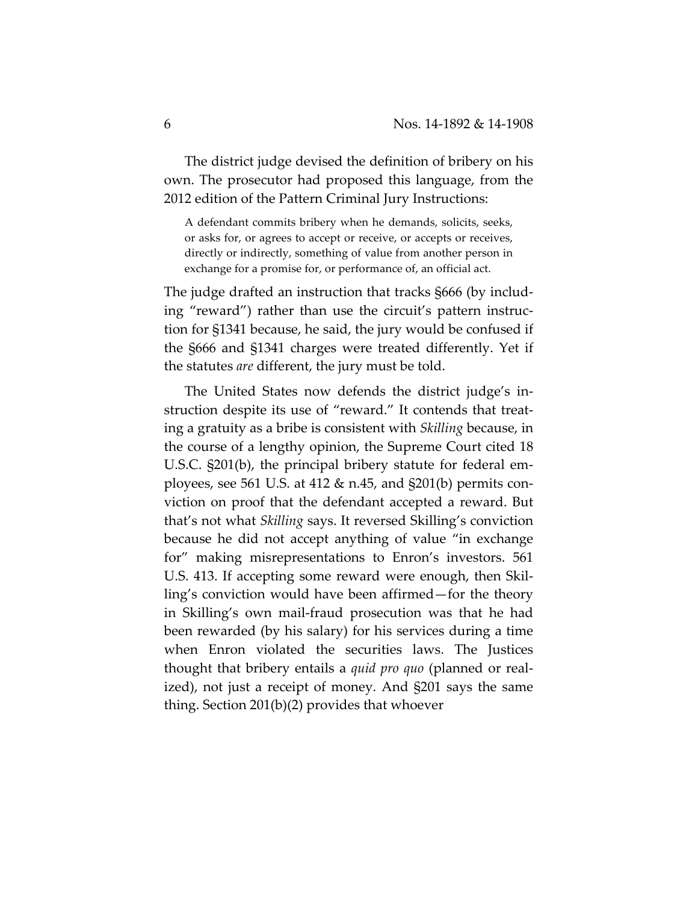The district judge devised the definition of bribery on his own. The prosecutor had proposed this language, from the 2012 edition of the Pattern Criminal Jury Instructions:

> A defendant commits bribery when he demands, solicits, seeks, or asks for, or agrees to accept or receive, or accepts or receives, directly or indirectly, something of value from another person in exchange for a promise for, or performance of, an official act.

The judge drafted an instruction that tracks §666 (by including "reward") rather than use the circuit's pattern instruction for §1341 because, he said, the jury would be confused if the §666 and §1341 charges were treated differently. Yet if the statutes *are* different, the jury must be told.

The United States now defends the district judge's instruction despite its use of "reward." It contends that treating a gratuity as a bribe is consistent with *Skilling* because, in the course of a lengthy opinion, the Supreme Court cited 18 U.S.C. §201(b), the principal bribery statute for federal employees, see 561 U.S. at 412 & n.45, and §201(b) permits conviction on proof that the defendant accepted a reward. But that's not what *Skilling* says. It reversed Skilling's conviction because he did not accept anything of value "in exchange for" making misrepresentations to Enron's investors. 561 U.S. 413. If accepting some reward were enough, then Skilling's conviction would have been affirmed—for the theory in Skilling's own mail-fraud prosecution was that he had been rewarded (by his salary) for his services during a time when Enron violated the securities laws. The Justices thought that bribery entails a *quid pro quo* (planned or realized), not just a receipt of money. And §201 says the same thing. Section 201(b)(2) provides that whoever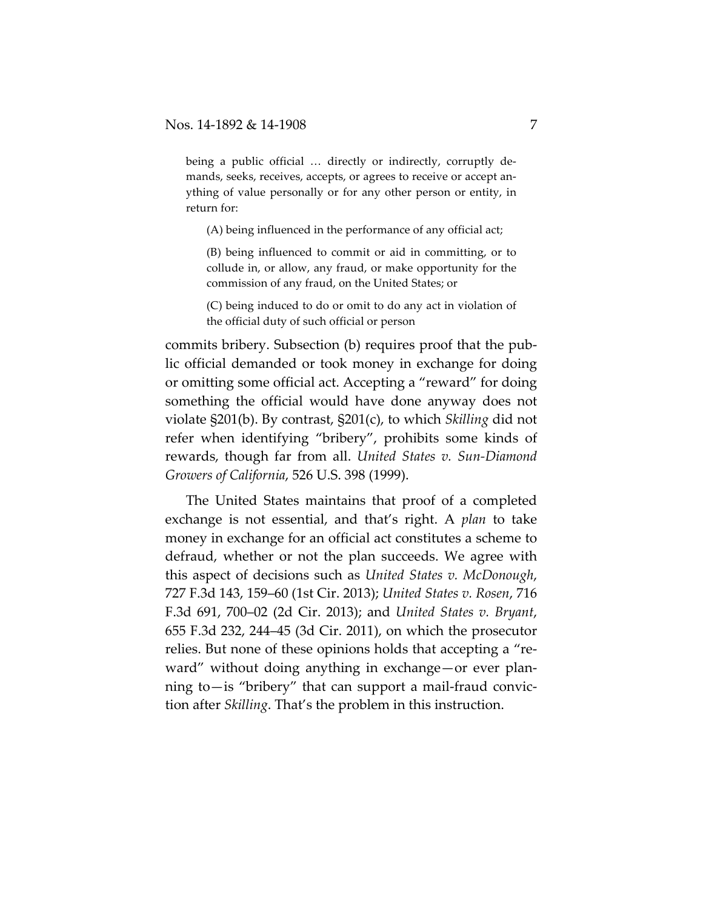> being a public official … directly or indirectly, corruptly demands, seeks, receives, accepts, or agrees to receive or accept anything of value personally or for any other person or entity, in return for:
>
> > (A) being influenced in the performance of any official act;
> >
> > (B) being influenced to commit or aid in committing, or to collude in, or allow, any fraud, or make opportunity for the commission of any fraud, on the United States; or
> >
> > (C) being induced to do or omit to do any act in violation of the official duty of such official or person

commits bribery. Subsection (b) requires proof that the public official demanded or took money in exchange for doing or omitting some official act. Accepting a "reward" for doing something the official would have done anyway does not violate §201(b). By contrast, §201(c), to which *Skilling* did not refer when identifying "bribery", prohibits some kinds of rewards, though far from all. *United States v. Sun-Diamond Growers of California*, 526 U.S. 398 (1999).

The United States maintains that proof of a completed exchange is not essential, and that's right. A *plan* to take money in exchange for an official act constitutes a scheme to defraud, whether or not the plan succeeds. We agree with this aspect of decisions such as *United States v. McDonough*, 727 F.3d 143, 159–60 (1st Cir. 2013); *United States v. Rosen*, 716 F.3d 691, 700–02 (2d Cir. 2013); and *United States v. Bryant*, 655 F.3d 232, 244–45 (3d Cir. 2011), on which the prosecutor relies. But none of these opinions holds that accepting a "reward" without doing anything in exchange—or ever planning to—is "bribery" that can support a mail-fraud conviction after *Skilling*. That's the problem in this instruction.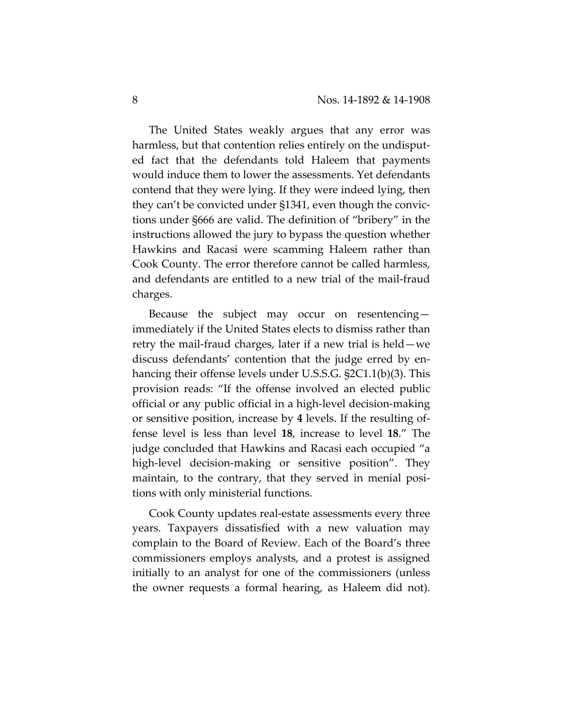The United States weakly argues that any error was harmless, but that contention relies entirely on the undisputed fact that the defendants told Haleem that payments would induce them to lower the assessments. Yet defendants contend that they were lying. If they were indeed lying, then they can't be convicted under §1341, even though the convictions under §666 are valid. The definition of "bribery" in the instructions allowed the jury to bypass the question whether Hawkins and Racasi were scamming Haleem rather than Cook County. The error therefore cannot be called harmless, and defendants are entitled to a new trial of the mail-fraud charges.

Because the subject may occur on resentencing—immediately if the United States elects to dismiss rather than retry the mail-fraud charges, later if a new trial is held—we discuss defendants' contention that the judge erred by enhancing their offense levels under U.S.S.G. §2C1.1(b)(3). This provision reads: "If the offense involved an elected public official or any public official in a high-level decision-making or sensitive position, increase by **4** levels. If the resulting offense level is less than level **18**, increase to level **18**." The judge concluded that Hawkins and Racasi each occupied "a high-level decision-making or sensitive position". They maintain, to the contrary, that they served in menial positions with only ministerial functions.

Cook County updates real-estate assessments every three years. Taxpayers dissatisfied with a new valuation may complain to the Board of Review. Each of the Board's three commissioners employs analysts, and a protest is assigned initially to an analyst for one of the commissioners (unless the owner requests a formal hearing, as Haleem did not).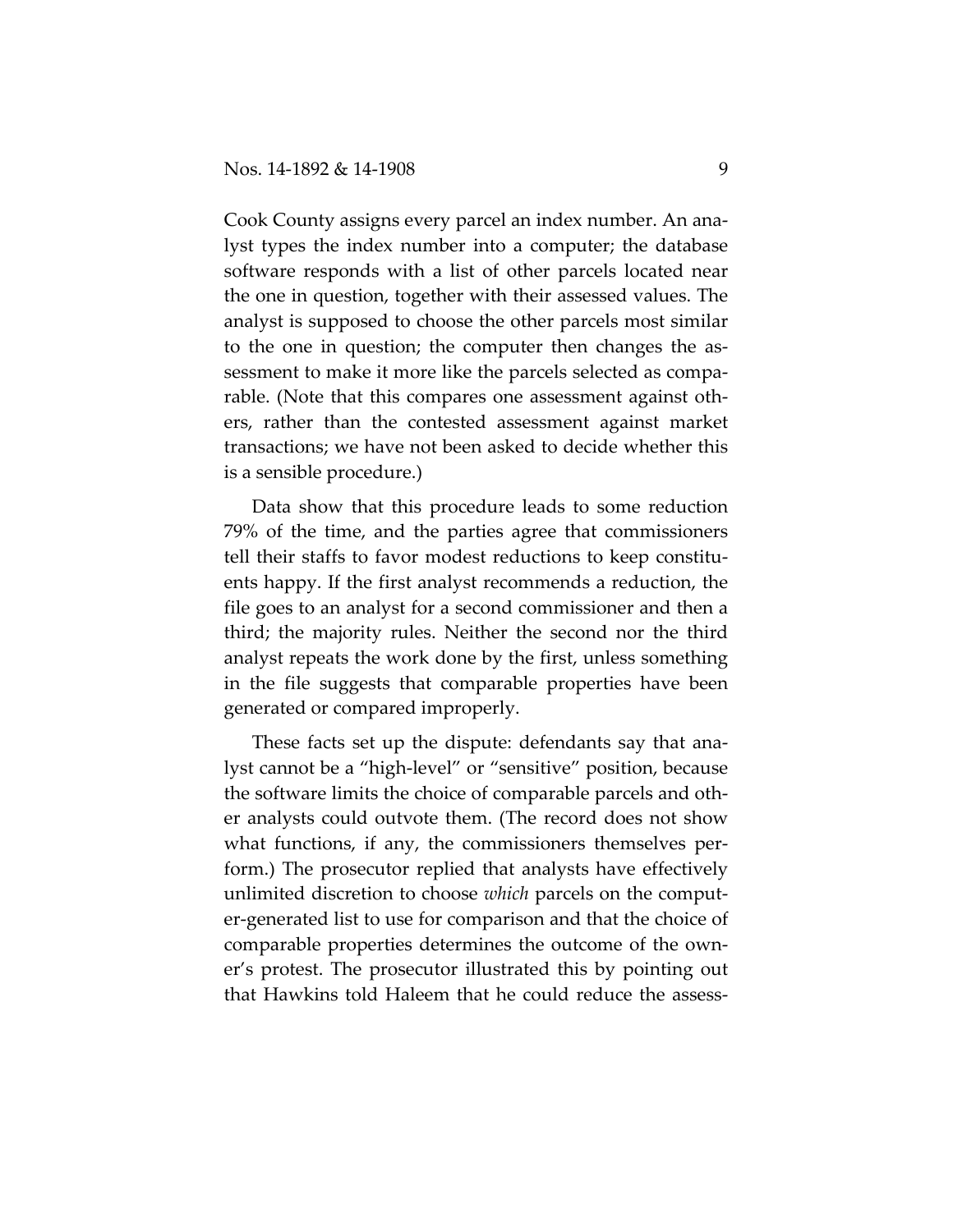Cook County assigns every parcel an index number. An analyst types the index number into a computer; the database software responds with a list of other parcels located near the one in question, together with their assessed values. The analyst is supposed to choose the other parcels most similar to the one in question; the computer then changes the assessment to make it more like the parcels selected as comparable. (Note that this compares one assessment against others, rather than the contested assessment against market transactions; we have not been asked to decide whether this is a sensible procedure.)

Data show that this procedure leads to some reduction 79% of the time, and the parties agree that commissioners tell their staffs to favor modest reductions to keep constituents happy. If the first analyst recommends a reduction, the file goes to an analyst for a second commissioner and then a third; the majority rules. Neither the second nor the third analyst repeats the work done by the first, unless something in the file suggests that comparable properties have been generated or compared improperly.

These facts set up the dispute: defendants say that analyst cannot be a "high-level" or "sensitive" position, because the software limits the choice of comparable parcels and other analysts could outvote them. (The record does not show what functions, if any, the commissioners themselves perform.) The prosecutor replied that analysts have effectively unlimited discretion to choose *which* parcels on the computer-generated list to use for comparison and that the choice of comparable properties determines the outcome of the owner's protest. The prosecutor illustrated this by pointing out that Hawkins told Haleem that he could reduce the assess-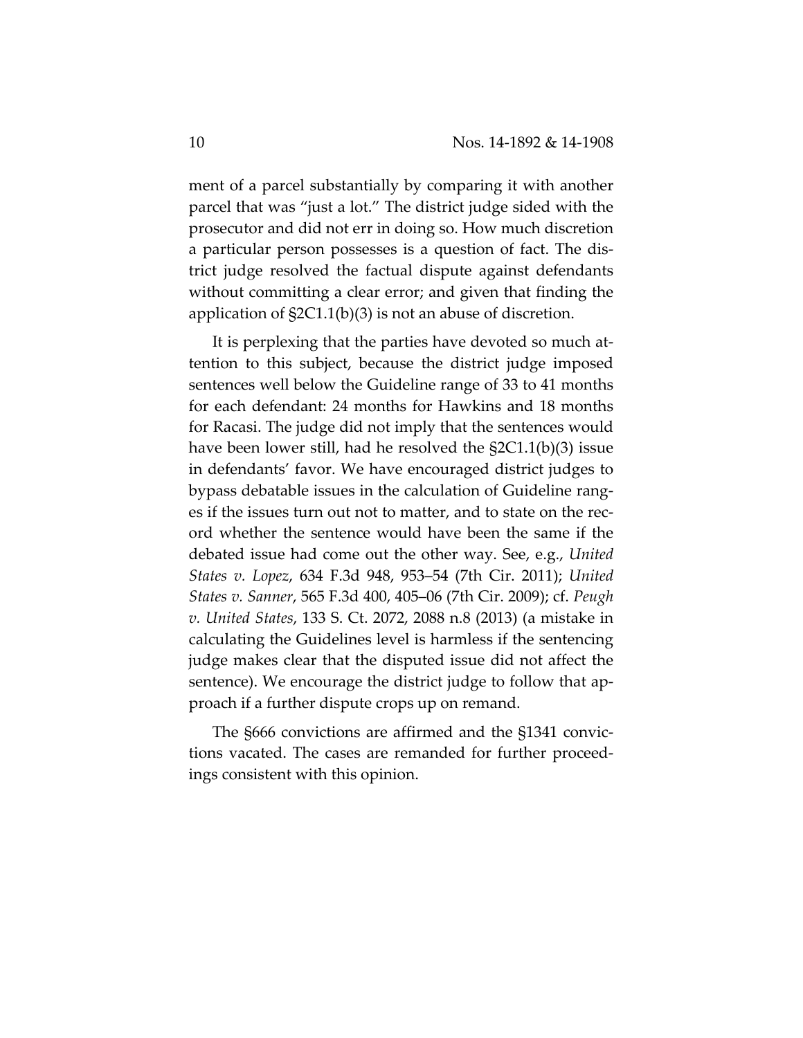ment of a parcel substantially by comparing it with another parcel that was "just a lot." The district judge sided with the prosecutor and did not err in doing so. How much discretion a particular person possesses is a question of fact. The district judge resolved the factual dispute against defendants without committing a clear error; and given that finding the application of §2C1.1(b)(3) is not an abuse of discretion.

It is perplexing that the parties have devoted so much attention to this subject, because the district judge imposed sentences well below the Guideline range of 33 to 41 months for each defendant: 24 months for Hawkins and 18 months for Racasi. The judge did not imply that the sentences would have been lower still, had he resolved the §2C1.1(b)(3) issue in defendants' favor. We have encouraged district judges to bypass debatable issues in the calculation of Guideline ranges if the issues turn out not to matter, and to state on the record whether the sentence would have been the same if the debated issue had come out the other way. See, e.g., *United States v. Lopez*, 634 F.3d 948, 953–54 (7th Cir. 2011); *United States v. Sanner*, 565 F.3d 400, 405–06 (7th Cir. 2009); cf. *Peugh v. United States*, 133 S. Ct. 2072, 2088 n.8 (2013) (a mistake in calculating the Guidelines level is harmless if the sentencing judge makes clear that the disputed issue did not affect the sentence). We encourage the district judge to follow that approach if a further dispute crops up on remand.

The §666 convictions are affirmed and the §1341 convictions vacated. The cases are remanded for further proceedings consistent with this opinion.